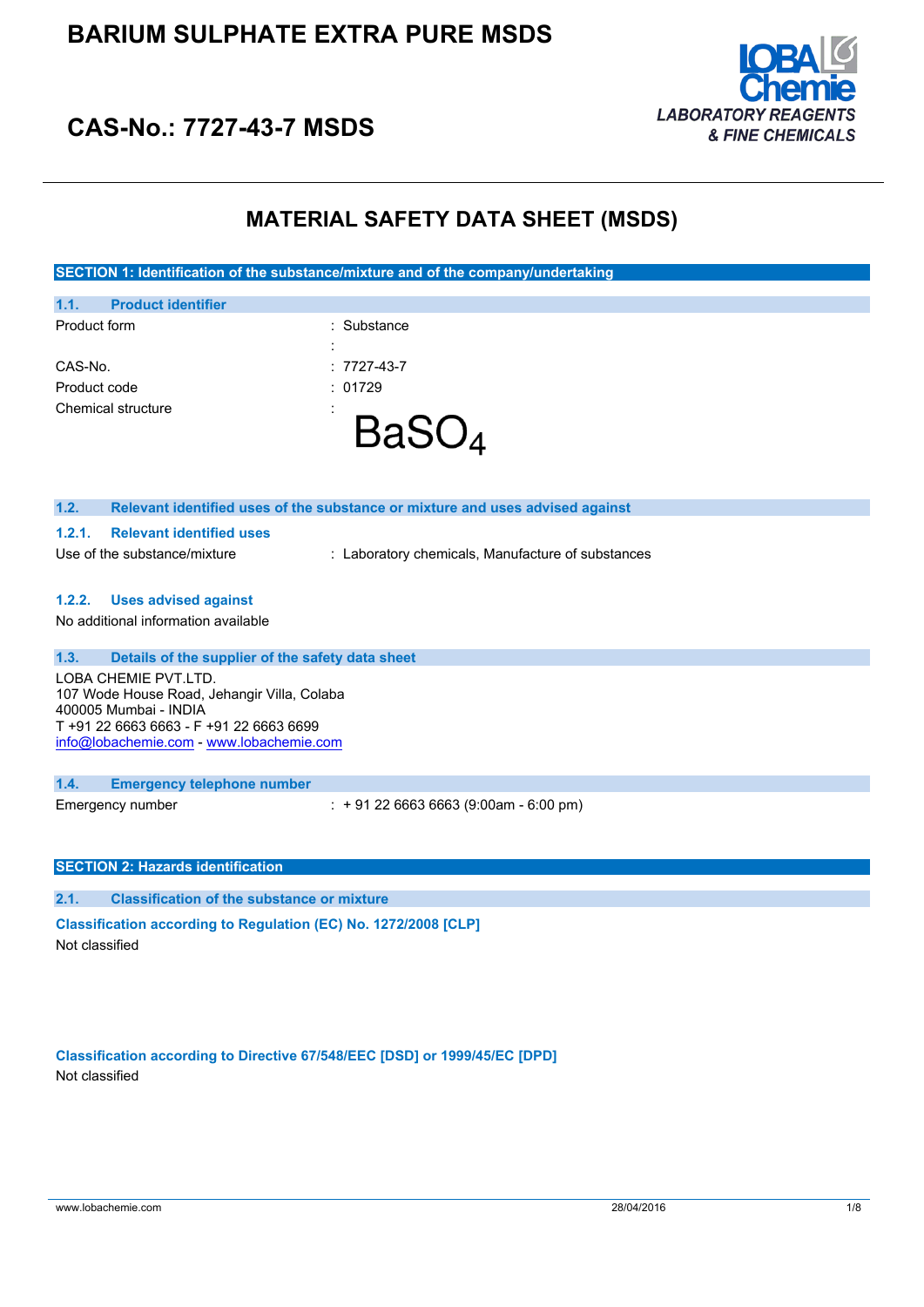# BARIUM SULPHATE EXTRA PURE MSDS

## CAS-No.: 7727-43-7 MSDS

LOBA Chemie
LABORATORY REAGENTS & FINE CHEMICALS

# MATERIAL SAFETY DATA SHEET (MSDS)

## SECTION 1: Identification of the substance/mixture and of the company/undertaking

### 1.1. Product identifier

| | |
|---|---|
| Product form | : Substance |
| | : |
| CAS-No. | : 7727-43-7 |
| Product code | : 01729 |
| Chemical structure | : $BaSO_4$ |

### 1.2. Relevant identified uses of the substance or mixture and uses advised against

#### 1.2.1. Relevant identified uses

| | |
|---|---|
| Use of the substance/mixture | : Laboratory chemicals, Manufacture of substances |

#### 1.2.2. Uses advised against

No additional information available

### 1.3. Details of the supplier of the safety data sheet

LOBA CHEMIE PVT.LTD.
107 Wode House Road, Jehangir Villa, Colaba
400005 Mumbai - INDIA
T +91 22 6663 6663 - F +91 22 6663 6699
info@lobachemie.com - www.lobachemie.com

### 1.4. Emergency telephone number

| | |
|---|---|
| Emergency number | : + 91 22 6663 6663 (9:00am - 6:00 pm) |

## SECTION 2: Hazards identification

### 2.1. Classification of the substance or mixture

**Classification according to Regulation (EC) No. 1272/2008 [CLP]**

Not classified

**Classification according to Directive 67/548/EEC [DSD] or 1999/45/EC [DPD]**

Not classified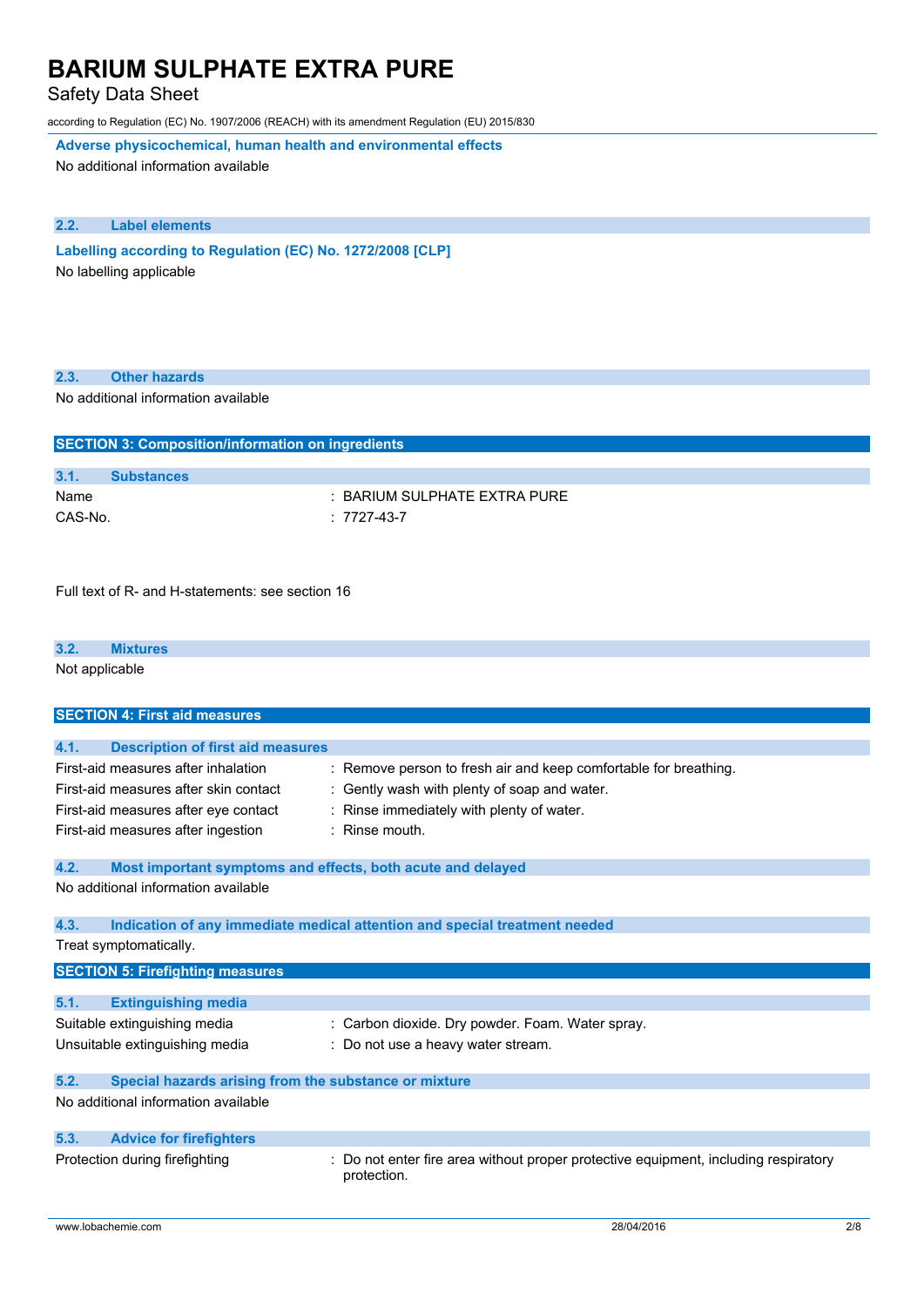**Adverse physicochemical, human health and environmental effects**

No additional information available

### 2.2. Label elements

**Labelling according to Regulation (EC) No. 1272/2008 [CLP]**

No labelling applicable

### 2.3. Other hazards

No additional information available

## SECTION 3: Composition/information on ingredients

### 3.1. Substances

| | |
|---|---|
| Name | : BARIUM SULPHATE EXTRA PURE |
| CAS-No. | : 7727-43-7 |

Full text of R- and H-statements: see section 16

### 3.2. Mixtures

Not applicable

## SECTION 4: First aid measures

### 4.1. Description of first aid measures

| | |
|---|---|
| First-aid measures after inhalation | : Remove person to fresh air and keep comfortable for breathing. |
| First-aid measures after skin contact | : Gently wash with plenty of soap and water. |
| First-aid measures after eye contact | : Rinse immediately with plenty of water. |
| First-aid measures after ingestion | : Rinse mouth. |

### 4.2. Most important symptoms and effects, both acute and delayed

No additional information available

### 4.3. Indication of any immediate medical attention and special treatment needed

Treat symptomatically.

## SECTION 5: Firefighting measures

### 5.1. Extinguishing media

| | |
|---|---|
| Suitable extinguishing media | : Carbon dioxide. Dry powder. Foam. Water spray. |
| Unsuitable extinguishing media | : Do not use a heavy water stream. |

### 5.2. Special hazards arising from the substance or mixture

No additional information available

### 5.3. Advice for firefighters

| | |
|---|---|
| Protection during firefighting | : Do not enter fire area without proper protective equipment, including respiratory protection. |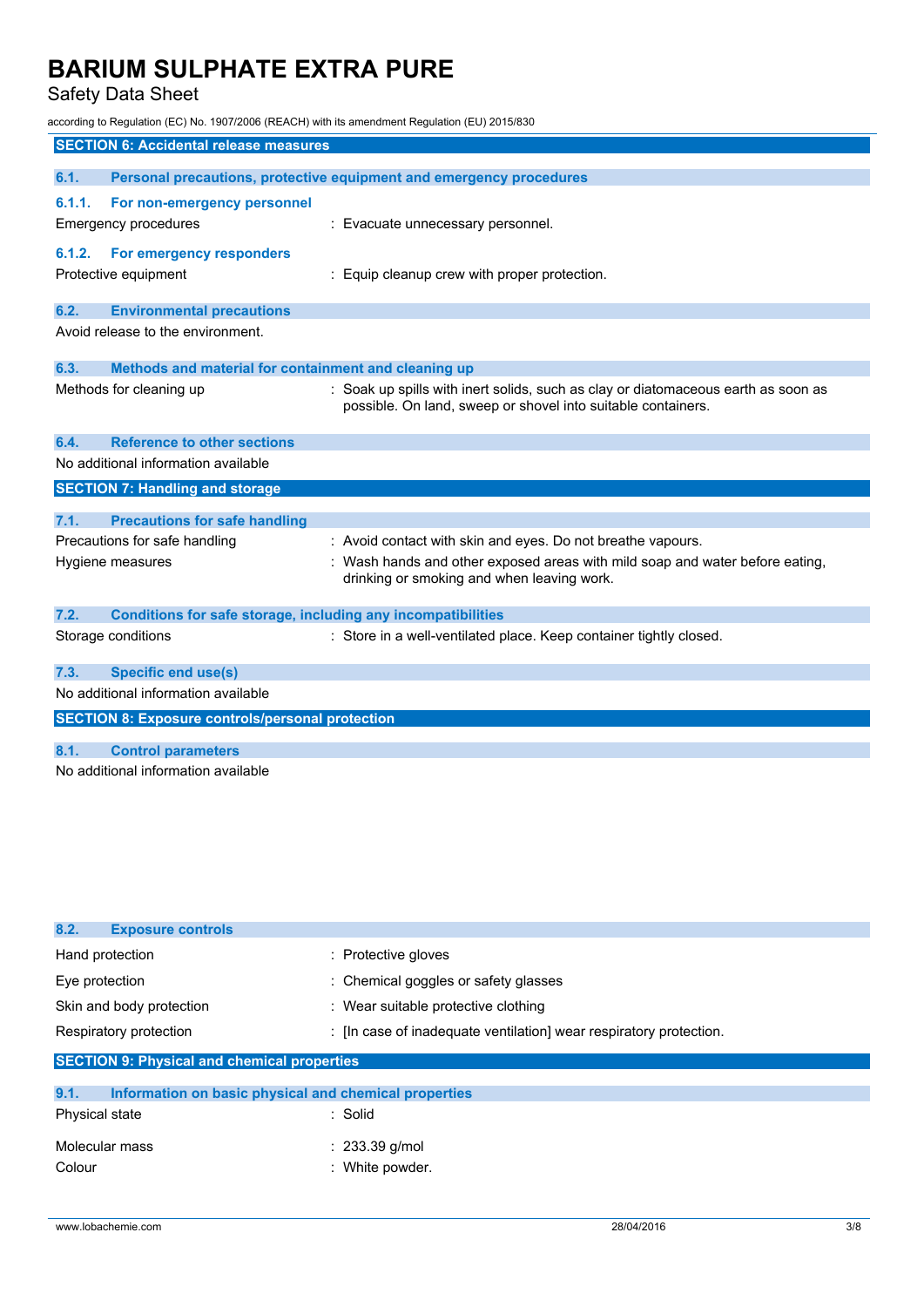## SECTION 6: Accidental release measures

### 6.1. Personal precautions, protective equipment and emergency procedures

#### 6.1.1. For non-emergency personnel

Emergency procedures : Evacuate unnecessary personnel.

#### 6.1.2. For emergency responders

Protective equipment : Equip cleanup crew with proper protection.

### 6.2. Environmental precautions

Avoid release to the environment.

### 6.3. Methods and material for containment and cleaning up

Methods for cleaning up : Soak up spills with inert solids, such as clay or diatomaceous earth as soon as possible. On land, sweep or shovel into suitable containers.

### 6.4. Reference to other sections

No additional information available

## SECTION 7: Handling and storage

### 7.1. Precautions for safe handling

Precautions for safe handling : Avoid contact with skin and eyes. Do not breathe vapours.

Hygiene measures : Wash hands and other exposed areas with mild soap and water before eating, drinking or smoking and when leaving work.

### 7.2. Conditions for safe storage, including any incompatibilities

Storage conditions : Store in a well-ventilated place. Keep container tightly closed.

### 7.3. Specific end use(s)

No additional information available

## SECTION 8: Exposure controls/personal protection

### 8.1. Control parameters

No additional information available

### 8.2. Exposure controls

Hand protection : Protective gloves

Eye protection : Chemical goggles or safety glasses

Skin and body protection : Wear suitable protective clothing

Respiratory protection : [In case of inadequate ventilation] wear respiratory protection.

## SECTION 9: Physical and chemical properties

### 9.1. Information on basic physical and chemical properties

Physical state : Solid

Molecular mass : 233.39 g/mol

Colour : White powder.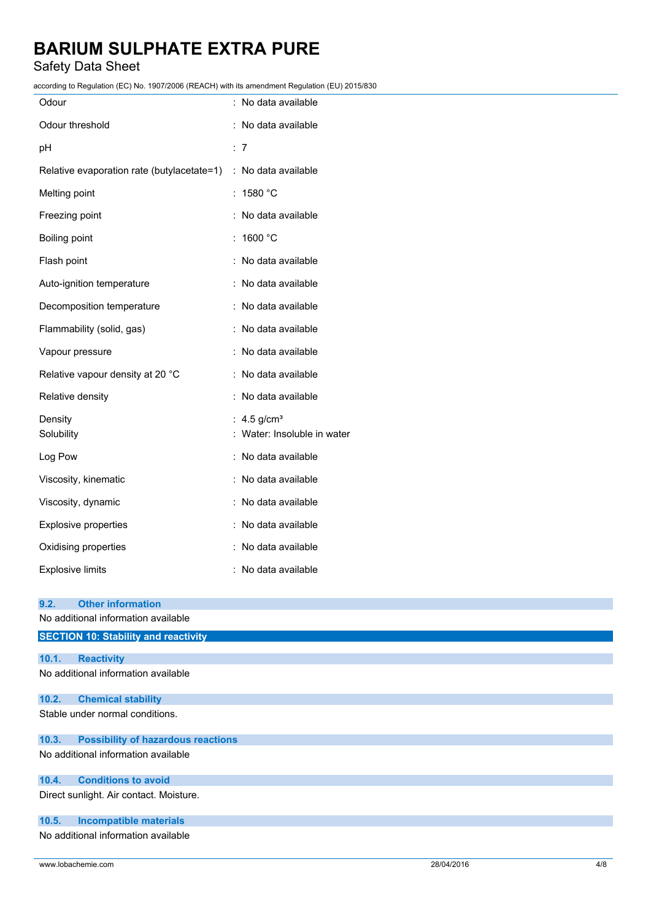| | |
|---|---|
| Odour | : No data available |
| Odour threshold | : No data available |
| pH | : 7 |
| Relative evaporation rate (butylacetate=1) | : No data available |
| Melting point | : 1580 °C |
| Freezing point | : No data available |
| Boiling point | : 1600 °C |
| Flash point | : No data available |
| Auto-ignition temperature | : No data available |
| Decomposition temperature | : No data available |
| Flammability (solid, gas) | : No data available |
| Vapour pressure | : No data available |
| Relative vapour density at 20 °C | : No data available |
| Relative density | : No data available |
| Density | : 4.5 g/cm³ |
| Solubility | : Water: Insoluble in water |
| Log Pow | : No data available |
| Viscosity, kinematic | : No data available |
| Viscosity, dynamic | : No data available |
| Explosive properties | : No data available |
| Oxidising properties | : No data available |
| Explosive limits | : No data available |

### 9.2. Other information

No additional information available

## SECTION 10: Stability and reactivity

### 10.1. Reactivity

No additional information available

### 10.2. Chemical stability

Stable under normal conditions.

### 10.3. Possibility of hazardous reactions

No additional information available

### 10.4. Conditions to avoid

Direct sunlight. Air contact. Moisture.

### 10.5. Incompatible materials

No additional information available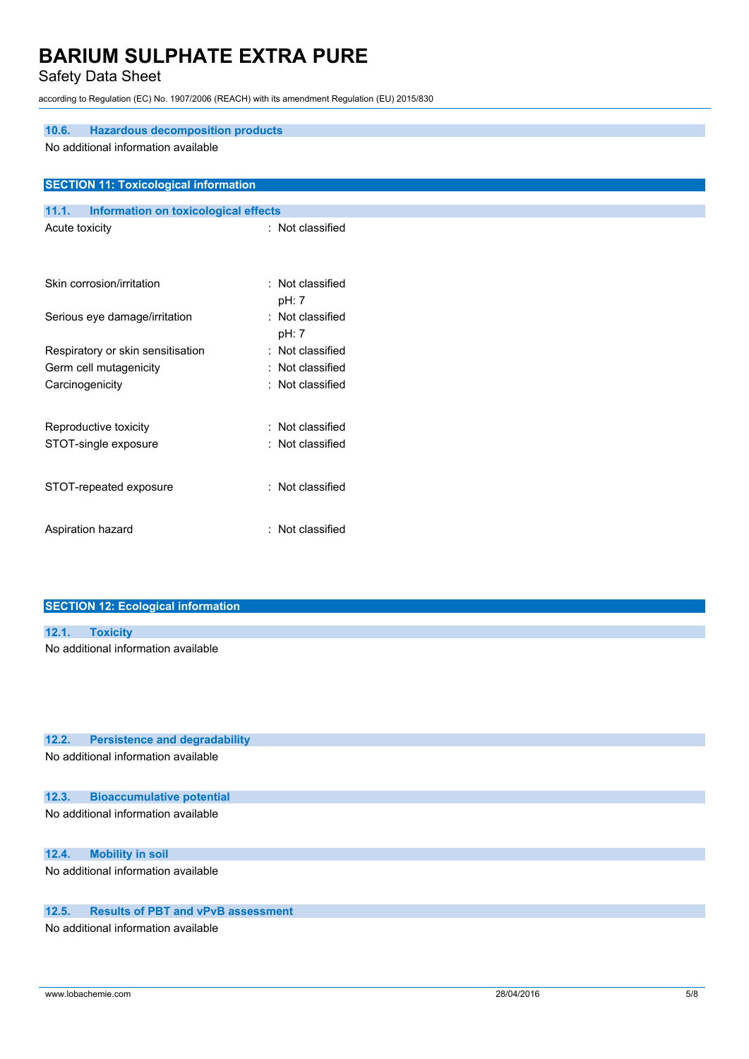### 10.6. Hazardous decomposition products

No additional information available

## SECTION 11: Toxicological information

### 11.1. Information on toxicological effects

| | |
|---|---|
| Acute toxicity | : Not classified |
| Skin corrosion/irritation | : Not classified<br>pH: 7 |
| Serious eye damage/irritation | : Not classified<br>pH: 7 |
| Respiratory or skin sensitisation | : Not classified |
| Germ cell mutagenicity | : Not classified |
| Carcinogenicity | : Not classified |
| Reproductive toxicity | : Not classified |
| STOT-single exposure | : Not classified |
| STOT-repeated exposure | : Not classified |
| Aspiration hazard | : Not classified |

## SECTION 12: Ecological information

### 12.1. Toxicity

No additional information available

### 12.2. Persistence and degradability

No additional information available

### 12.3. Bioaccumulative potential

No additional information available

### 12.4. Mobility in soil

No additional information available

### 12.5. Results of PBT and vPvB assessment

No additional information available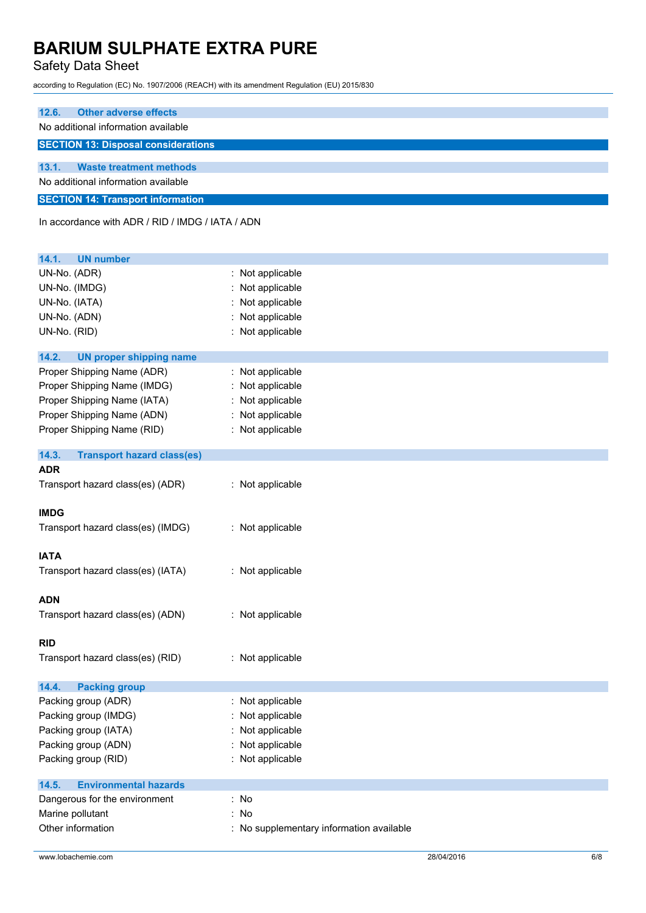### 12.6. Other adverse effects

No additional information available

## SECTION 13: Disposal considerations

### 13.1. Waste treatment methods

No additional information available

## SECTION 14: Transport information

In accordance with ADR / RID / IMDG / IATA / ADN

### 14.1. UN number

UN-No. (ADR) : Not applicable
UN-No. (IMDG) : Not applicable
UN-No. (IATA) : Not applicable
UN-No. (ADN) : Not applicable
UN-No. (RID) : Not applicable

### 14.2. UN proper shipping name

Proper Shipping Name (ADR) : Not applicable
Proper Shipping Name (IMDG) : Not applicable
Proper Shipping Name (IATA) : Not applicable
Proper Shipping Name (ADN) : Not applicable
Proper Shipping Name (RID) : Not applicable

### 14.3. Transport hazard class(es)

**ADR**

Transport hazard class(es) (ADR) : Not applicable

**IMDG**

Transport hazard class(es) (IMDG) : Not applicable

**IATA**

Transport hazard class(es) (IATA) : Not applicable

**ADN**

Transport hazard class(es) (ADN) : Not applicable

**RID**

Transport hazard class(es) (RID) : Not applicable

### 14.4. Packing group

Packing group (ADR) : Not applicable
Packing group (IMDG) : Not applicable
Packing group (IATA) : Not applicable
Packing group (ADN) : Not applicable
Packing group (RID) : Not applicable

### 14.5. Environmental hazards

Dangerous for the environment : No
Marine pollutant : No
Other information : No supplementary information available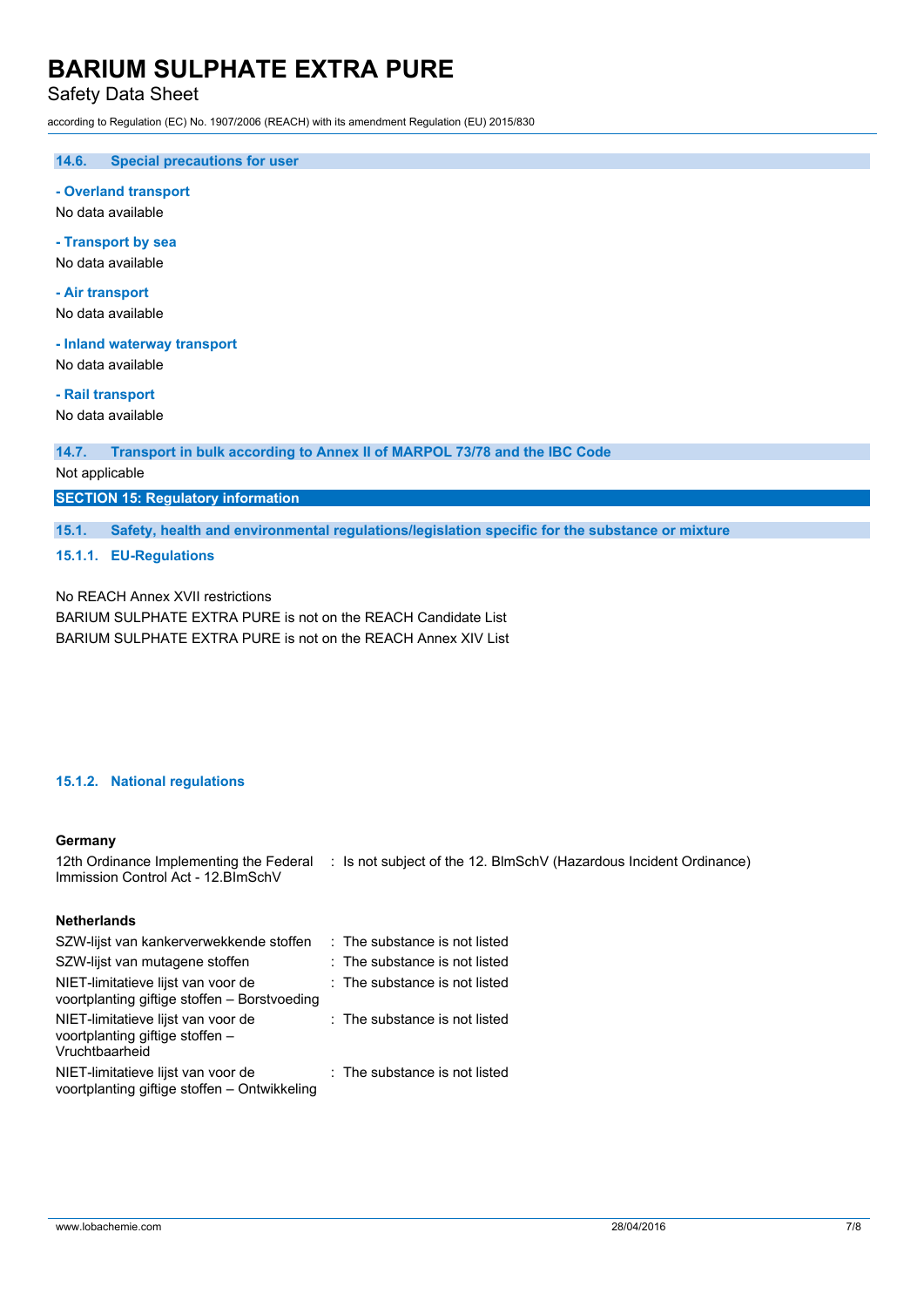### 14.6. Special precautions for user

**- Overland transport**

No data available

**- Transport by sea**

No data available

**- Air transport**

No data available

**- Inland waterway transport**

No data available

**- Rail transport**

No data available

### 14.7. Transport in bulk according to Annex II of MARPOL 73/78 and the IBC Code

Not applicable

## SECTION 15: Regulatory information

### 15.1. Safety, health and environmental regulations/legislation specific for the substance or mixture

#### 15.1.1. EU-Regulations

No REACH Annex XVII restrictions

BARIUM SULPHATE EXTRA PURE is not on the REACH Candidate List

BARIUM SULPHATE EXTRA PURE is not on the REACH Annex XIV List

#### 15.1.2. National regulations

**Germany**

| | |
|---|---|
| 12th Ordinance Implementing the Federal Immission Control Act - 12.BImSchV | : Is not subject of the 12. BlmSchV (Hazardous Incident Ordinance) |

**Netherlands**

| | |
|---|---|
| SZW-lijst van kankerverwekkende stoffen | : The substance is not listed |
| SZW-lijst van mutagene stoffen | : The substance is not listed |
| NIET-limitatieve lijst van voor de voortplanting giftige stoffen – Borstvoeding | : The substance is not listed |
| NIET-limitatieve lijst van voor de voortplanting giftige stoffen – Vruchtbaarheid | : The substance is not listed |
| NIET-limitatieve lijst van voor de voortplanting giftige stoffen – Ontwikkeling | : The substance is not listed |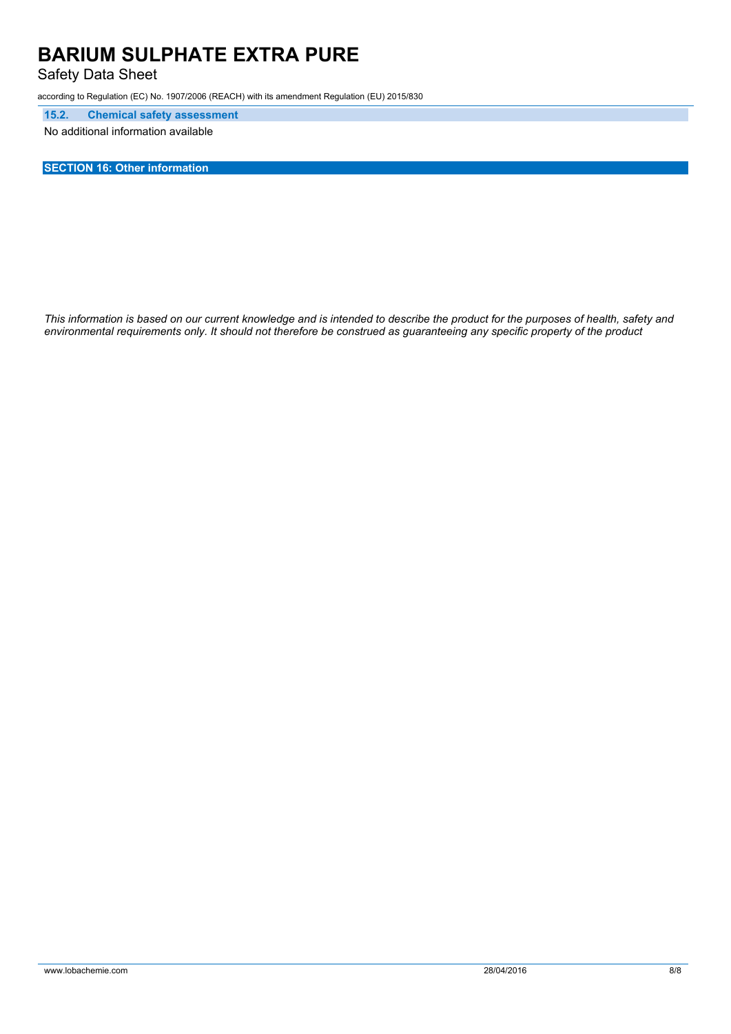### 15.2. Chemical safety assessment

No additional information available

## SECTION 16: Other information

*This information is based on our current knowledge and is intended to describe the product for the purposes of health, safety and environmental requirements only. It should not therefore be construed as guaranteeing any specific property of the product*